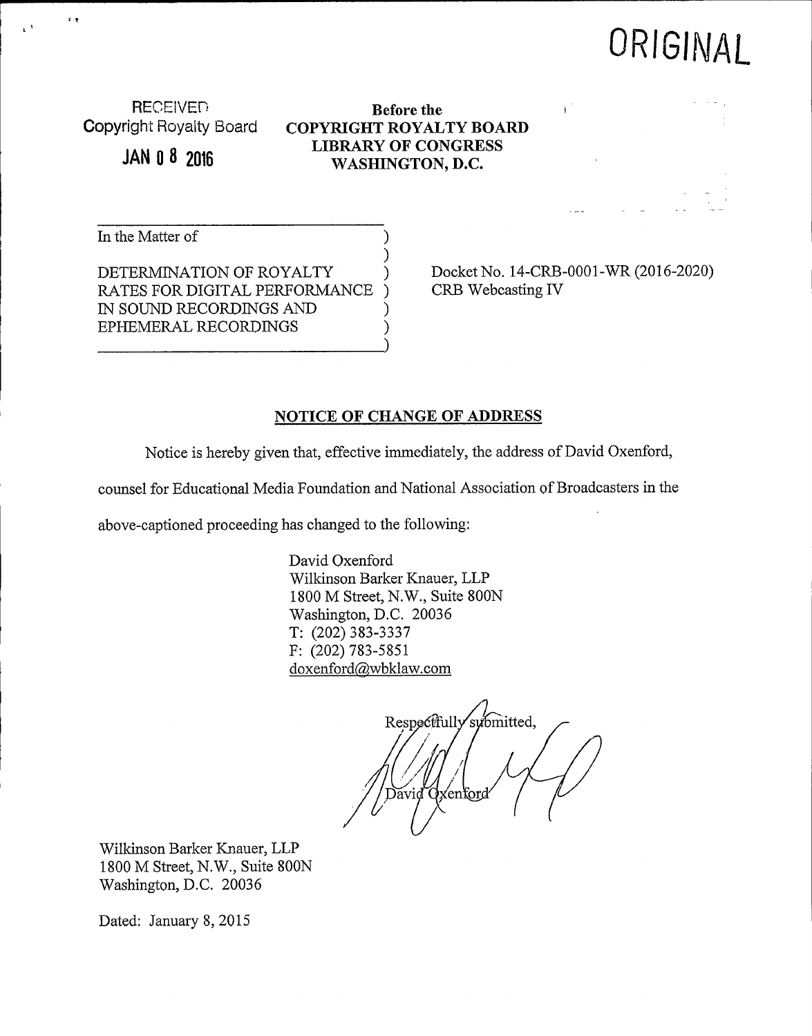ORIGINAL

RECEIVED
Copyright Royalty Board
JAN 08 2016

**Before the**
**COPYRIGHT ROYALTY BOARD**
**LIBRARY OF CONGRESS**
**WASHINGTON, D.C.**

In the Matter of

DETERMINATION OF ROYALTY RATES FOR DIGITAL PERFORMANCE IN SOUND RECORDINGS AND EPHEMERAL RECORDINGS

Docket No. 14-CRB-0001-WR (2016-2020)
CRB Webcasting IV

## NOTICE OF CHANGE OF ADDRESS

Notice is hereby given that, effective immediately, the address of David Oxenford, counsel for Educational Media Foundation and National Association of Broadcasters in the above-captioned proceeding has changed to the following:

David Oxenford
Wilkinson Barker Knauer, LLP
1800 M Street, N.W., Suite 800N
Washington, D.C. 20036
T: (202) 383-3337
F: (202) 783-5851
doxenford@wbklaw.com

Respectfully submitted,

David Oxenford

Wilkinson Barker Knauer, LLP
1800 M Street, N.W., Suite 800N
Washington, D.C. 20036

Dated: January 8, 2015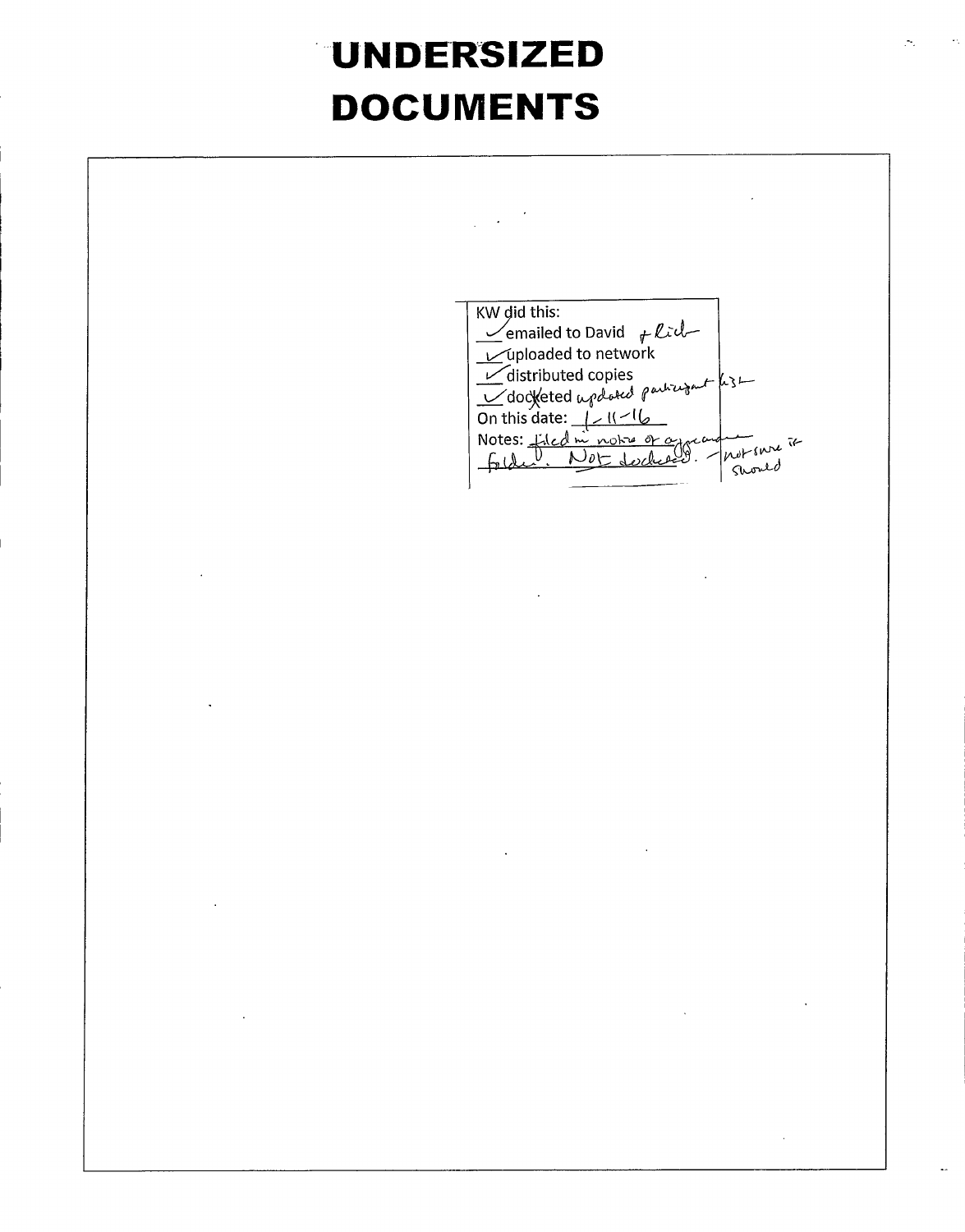# UNDERSIZED DOCUMENTS

KW did this:

✓ emailed to David + Rich

✓ uploaded to network

✓ distributed copies

✓ docketed updated participant list

On this date: 1-11-16

Notes: filed in notice of appearance folder. Not docketed. - not sure if should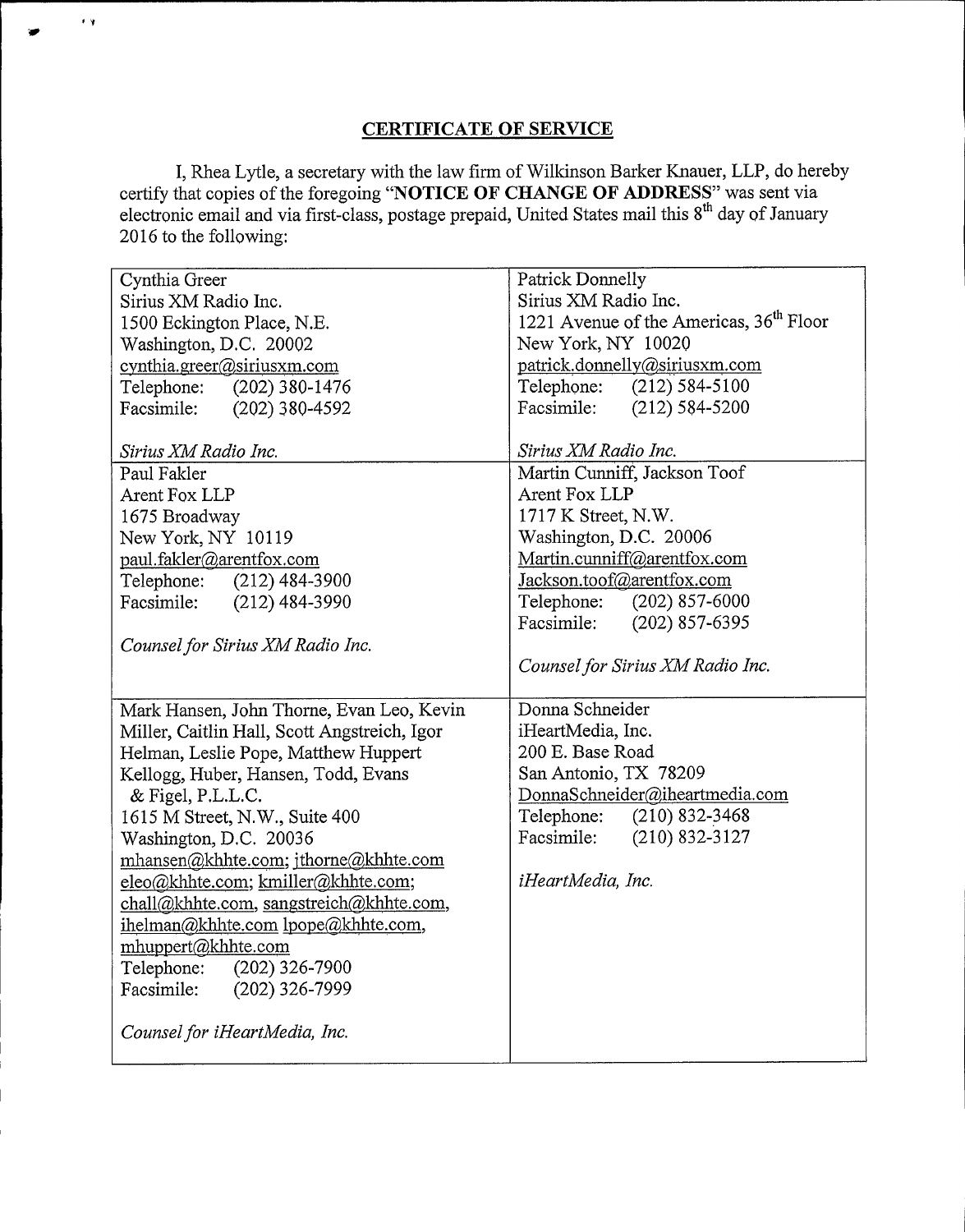## CERTIFICATE OF SERVICE

I, Rhea Lytle, a secretary with the law firm of Wilkinson Barker Knauer, LLP, do hereby certify that copies of the foregoing "**NOTICE OF CHANGE OF ADDRESS**" was sent via electronic email and via first-class, postage prepaid, United States mail this 8th day of January 2016 to the following:

| | |
|---|---|
| Cynthia Greer<br>Sirius XM Radio Inc.<br>1500 Eckington Place, N.E.<br>Washington, D.C. 20002<br>cynthia.greer@siriusxm.com<br>Telephone: (202) 380-1476<br>Facsimile: (202) 380-4592<br><br>*Sirius XM Radio Inc.* | Patrick Donnelly<br>Sirius XM Radio Inc.<br>1221 Avenue of the Americas, 36th Floor<br>New York, NY 10020<br>patrick.donnelly@siriusxm.com<br>Telephone: (212) 584-5100<br>Facsimile: (212) 584-5200<br><br>*Sirius XM Radio Inc.* |
| Paul Fakler<br>Arent Fox LLP<br>1675 Broadway<br>New York, NY 10119<br>paul.fakler@arentfox.com<br>Telephone: (212) 484-3900<br>Facsimile: (212) 484-3990<br><br>*Counsel for Sirius XM Radio Inc.* | Martin Cunniff, Jackson Toof<br>Arent Fox LLP<br>1717 K Street, N.W.<br>Washington, D.C. 20006<br>Martin.cunniff@arentfox.com<br>Jackson.toof@arentfox.com<br>Telephone: (202) 857-6000<br>Facsimile: (202) 857-6395<br><br>*Counsel for Sirius XM Radio Inc.* |
| Mark Hansen, John Thorne, Evan Leo, Kevin Miller, Caitlin Hall, Scott Angstreich, Igor Helman, Leslie Pope, Matthew Huppert<br>Kellogg, Huber, Hansen, Todd, Evans & Figel, P.L.L.C.<br>1615 M Street, N.W., Suite 400<br>Washington, D.C. 20036<br>mhansen@khhte.com; jthorne@khhte.com<br>eleo@khhte.com; kmiller@khhte.com;<br>chall@khhte.com, sangstreich@khhte.com,<br>ihelman@khhte.com lpope@khhte.com,<br>mhuppert@khhte.com<br>Telephone: (202) 326-7900<br>Facsimile: (202) 326-7999<br><br>*Counsel for iHeartMedia, Inc.* | Donna Schneider<br>iHeartMedia, Inc.<br>200 E. Base Road<br>San Antonio, TX 78209<br>DonnaSchneider@iheartmedia.com<br>Telephone: (210) 832-3468<br>Facsimile: (210) 832-3127<br><br>*iHeartMedia, Inc.* |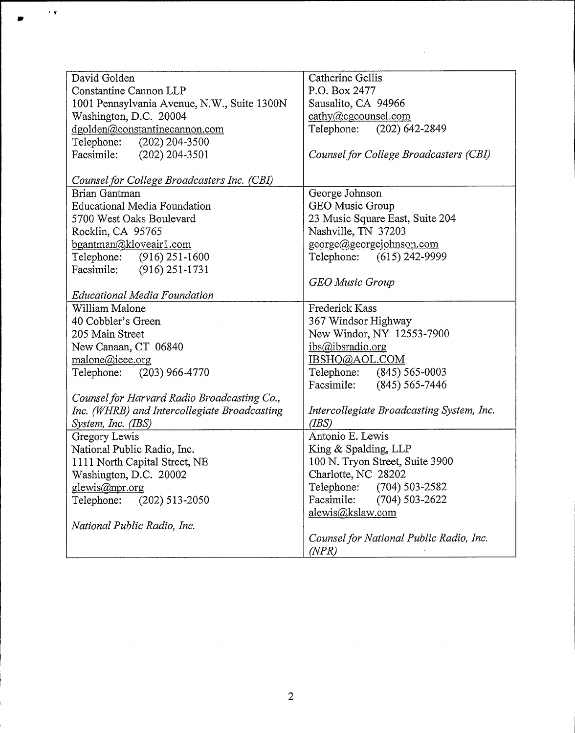| | |
|---|---|
| David Golden<br>Constantine Cannon LLP<br>1001 Pennsylvania Avenue, N.W., Suite 1300N<br>Washington, D.C. 20004<br>dgolden@constantinecannon.com<br>Telephone: (202) 204-3500<br>Facsimile: (202) 204-3501<br><br>*Counsel for College Broadcasters Inc. (CBI)* | Catherine Gellis<br>P.O. Box 2477<br>Sausalito, CA 94966<br>cathy@cgcounsel.com<br>Telephone: (202) 642-2849<br><br>*Counsel for College Broadcasters (CBI)* |
| Brian Gantman<br>Educational Media Foundation<br>5700 West Oaks Boulevard<br>Rocklin, CA 95765<br>bgantman@kloveair1.com<br>Telephone: (916) 251-1600<br>Facsimile: (916) 251-1731<br><br>*Educational Media Foundation* | George Johnson<br>GEO Music Group<br>23 Music Square East, Suite 204<br>Nashville, TN 37203<br>george@georgejohnson.com<br>Telephone: (615) 242-9999<br><br>*GEO Music Group* |
| William Malone<br>40 Cobbler's Green<br>205 Main Street<br>New Canaan, CT 06840<br>malone@ieee.org<br>Telephone: (203) 966-4770<br><br>*Counsel for Harvard Radio Broadcasting Co., Inc. (WHRB) and Intercollegiate Broadcasting System, Inc. (IBS)* | Frederick Kass<br>367 Windsor Highway<br>New Windor, NY 12553-7900<br>ibs@ibsradio.org<br>IBSHQ@AOL.COM<br>Telephone: (845) 565-0003<br>Facsimile: (845) 565-7446<br><br>*Intercollegiate Broadcasting System, Inc. (IBS)* |
| Gregory Lewis<br>National Public Radio, Inc.<br>1111 North Capital Street, NE<br>Washington, D.C. 20002<br>glewis@npr.org<br>Telephone: (202) 513-2050<br><br>*National Public Radio, Inc.* | Antonio E. Lewis<br>King & Spalding, LLP<br>100 N. Tryon Street, Suite 3900<br>Charlotte, NC 28202<br>Telephone: (704) 503-2582<br>Facsimile: (704) 503-2622<br>alewis@kslaw.com<br><br>*Counsel for National Public Radio, Inc. (NPR)* |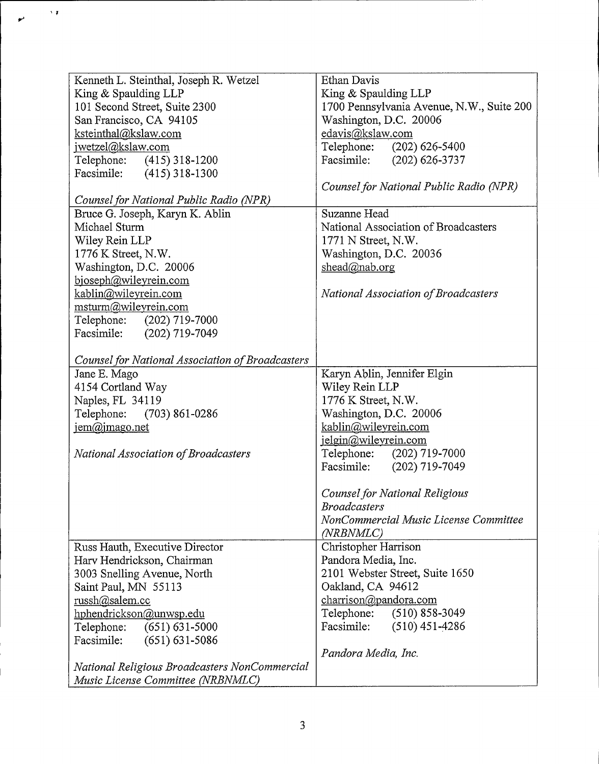| | |
|---|---|
| Kenneth L. Steinthal, Joseph R. Wetzel<br>King & Spaulding LLP<br>101 Second Street, Suite 2300<br>San Francisco, CA 94105<br>ksteinthal@kslaw.com<br>jwetzel@kslaw.com<br>Telephone: (415) 318-1200<br>Facsimile: (415) 318-1300<br><br>*Counsel for National Public Radio (NPR)* | Ethan Davis<br>King & Spaulding LLP<br>1700 Pennsylvania Avenue, N.W., Suite 200<br>Washington, D.C. 20006<br>edavis@kslaw.com<br>Telephone: (202) 626-5400<br>Facsimile: (202) 626-3737<br><br>*Counsel for National Public Radio (NPR)* |
| Bruce G. Joseph, Karyn K. Ablin<br>Michael Sturm<br>Wiley Rein LLP<br>1776 K Street, N.W.<br>Washington, D.C. 20006<br>bjoseph@wileyrein.com<br>kablin@wileyrein.com<br>msturm@wileyrein.com<br>Telephone: (202) 719-7000<br>Facsimile: (202) 719-7049<br><br>*Counsel for National Association of Broadcasters* | Suzanne Head<br>National Association of Broadcasters<br>1771 N Street, N.W.<br>Washington, D.C. 20036<br>shead@nab.org<br><br>*National Association of Broadcasters* |
| Jane E. Mago<br>4154 Cortland Way<br>Naples, FL 34119<br>Telephone: (703) 861-0286<br>jem@jmago.net<br><br>*National Association of Broadcasters* | Karyn Ablin, Jennifer Elgin<br>Wiley Rein LLP<br>1776 K Street, N.W.<br>Washington, D.C. 20006<br>kablin@wileyrein.com<br>jelgin@wileyrein.com<br>Telephone: (202) 719-7000<br>Facsimile: (202) 719-7049<br><br>*Counsel for National Religious Broadcasters NonCommercial Music License Committee (NRBNMLC)* |
| Russ Hauth, Executive Director<br>Harv Hendrickson, Chairman<br>3003 Snelling Avenue, North<br>Saint Paul, MN 55113<br>russh@salem.cc<br>hphendrickson@unwsp.edu<br>Telephone: (651) 631-5000<br>Facsimile: (651) 631-5086<br><br>*National Religious Broadcasters NonCommercial Music License Committee (NRBNMLC)* | Christopher Harrison<br>Pandora Media, Inc.<br>2101 Webster Street, Suite 1650<br>Oakland, CA 94612<br>charrison@pandora.com<br>Telephone: (510) 858-3049<br>Facsimile: (510) 451-4286<br><br>*Pandora Media, Inc.* |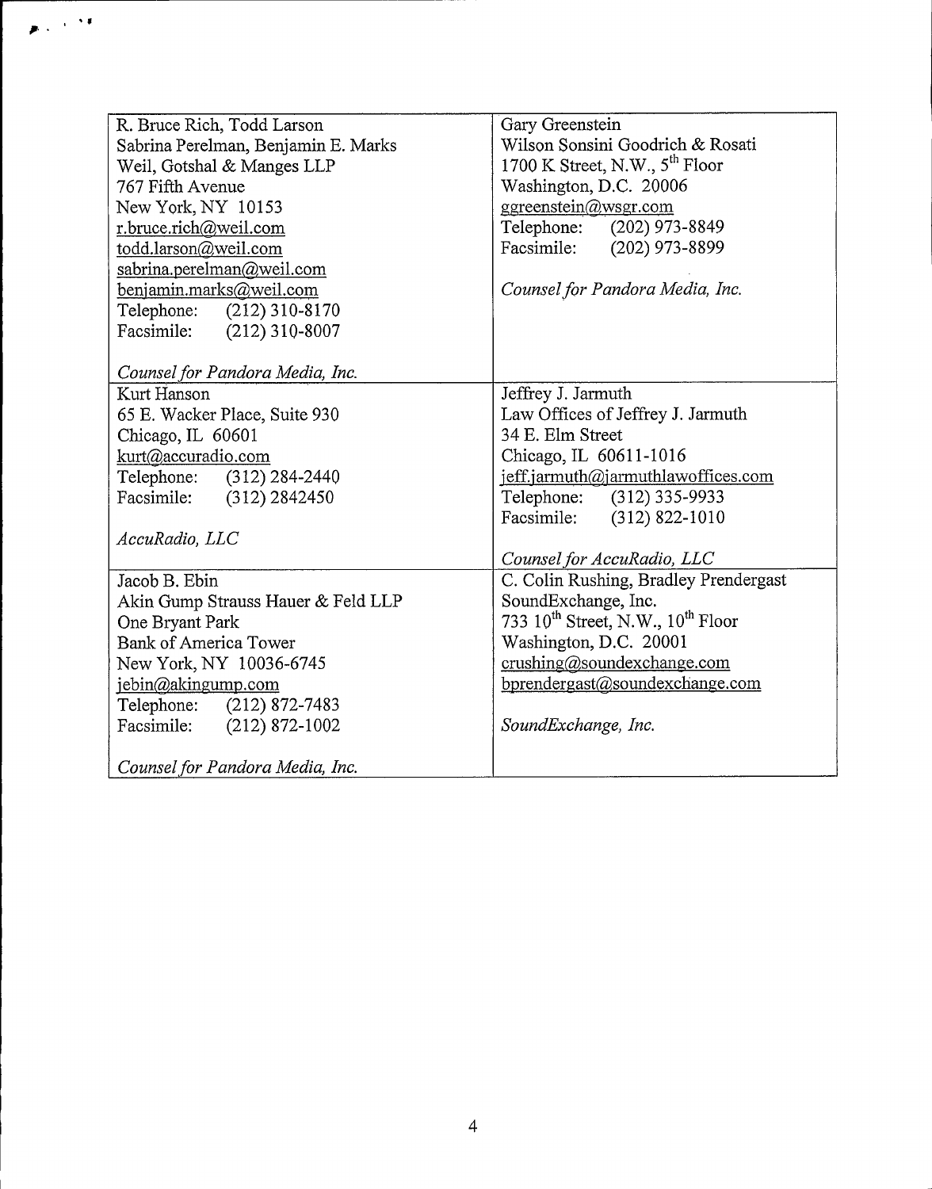| | |
|---|---|
| R. Bruce Rich, Todd Larson<br>Sabrina Perelman, Benjamin E. Marks<br>Weil, Gotshal & Manges LLP<br>767 Fifth Avenue<br>New York, NY 10153<br>r.bruce.rich@weil.com<br>todd.larson@weil.com<br>sabrina.perelman@weil.com<br>benjamin.marks@weil.com<br>Telephone: (212) 310-8170<br>Facsimile: (212) 310-8007<br><br>*Counsel for Pandora Media, Inc.* | Gary Greenstein<br>Wilson Sonsini Goodrich & Rosati<br>1700 K Street, N.W., 5th Floor<br>Washington, D.C. 20006<br>ggreenstein@wsgr.com<br>Telephone: (202) 973-8849<br>Facsimile: (202) 973-8899<br><br>*Counsel for Pandora Media, Inc.* |
| Kurt Hanson<br>65 E. Wacker Place, Suite 930<br>Chicago, IL 60601<br>kurt@accuradio.com<br>Telephone: (312) 284-2440<br>Facsimile: (312) 2842450<br><br>*AccuRadio, LLC* | Jeffrey J. Jarmuth<br>Law Offices of Jeffrey J. Jarmuth<br>34 E. Elm Street<br>Chicago, IL 60611-1016<br>jeff.jarmuth@jarmuthlawoffices.com<br>Telephone: (312) 335-9933<br>Facsimile: (312) 822-1010<br><br>*Counsel for AccuRadio, LLC* |
| Jacob B. Ebin<br>Akin Gump Strauss Hauer & Feld LLP<br>One Bryant Park<br>Bank of America Tower<br>New York, NY 10036-6745<br>jebin@akingump.com<br>Telephone: (212) 872-7483<br>Facsimile: (212) 872-1002<br><br>*Counsel for Pandora Media, Inc.* | C. Colin Rushing, Bradley Prendergast<br>SoundExchange, Inc.<br>733 10th Street, N.W., 10th Floor<br>Washington, D.C. 20001<br>crushing@soundexchange.com<br>bprendergast@soundexchange.com<br><br>*SoundExchange, Inc.* |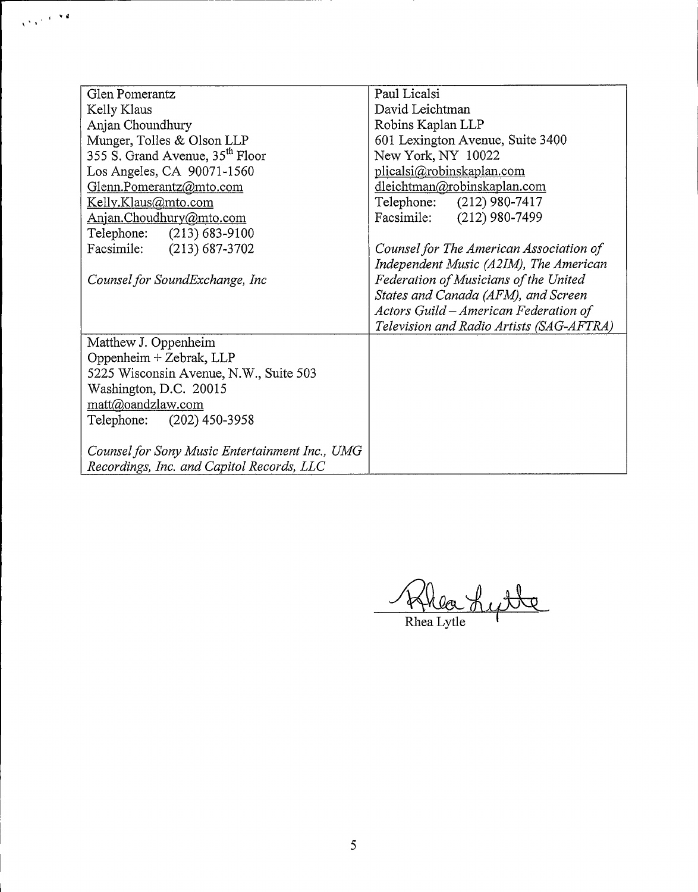| | |
|---|---|
| Glen Pomerantz<br>Kelly Klaus<br>Anjan Choundhury<br>Munger, Tolles & Olson LLP<br>355 S. Grand Avenue, 35th Floor<br>Los Angeles, CA 90071-1560<br>Glenn.Pomerantz@mto.com<br>Kelly.Klaus@mto.com<br>Anjan.Choudhury@mto.com<br>Telephone: (213) 683-9100<br>Facsimile: (213) 687-3702<br><br>*Counsel for SoundExchange, Inc* | Paul Licalsi<br>David Leichtman<br>Robins Kaplan LLP<br>601 Lexington Avenue, Suite 3400<br>New York, NY 10022<br>plicalsi@robinskaplan.com<br>dleichtman@robinskaplan.com<br>Telephone: (212) 980-7417<br>Facsimile: (212) 980-7499<br><br>*Counsel for The American Association of Independent Music (A2IM), The American Federation of Musicians of the United States and Canada (AFM), and Screen Actors Guild – American Federation of Television and Radio Artists (SAG-AFTRA)* |
| Matthew J. Oppenheim<br>Oppenheim + Zebrak, LLP<br>5225 Wisconsin Avenue, N.W., Suite 503<br>Washington, D.C. 20015<br>matt@oandzlaw.com<br>Telephone: (202) 450-3958<br><br>*Counsel for Sony Music Entertainment Inc., UMG Recordings, Inc. and Capitol Records, LLC* | |

Rhea Lytle